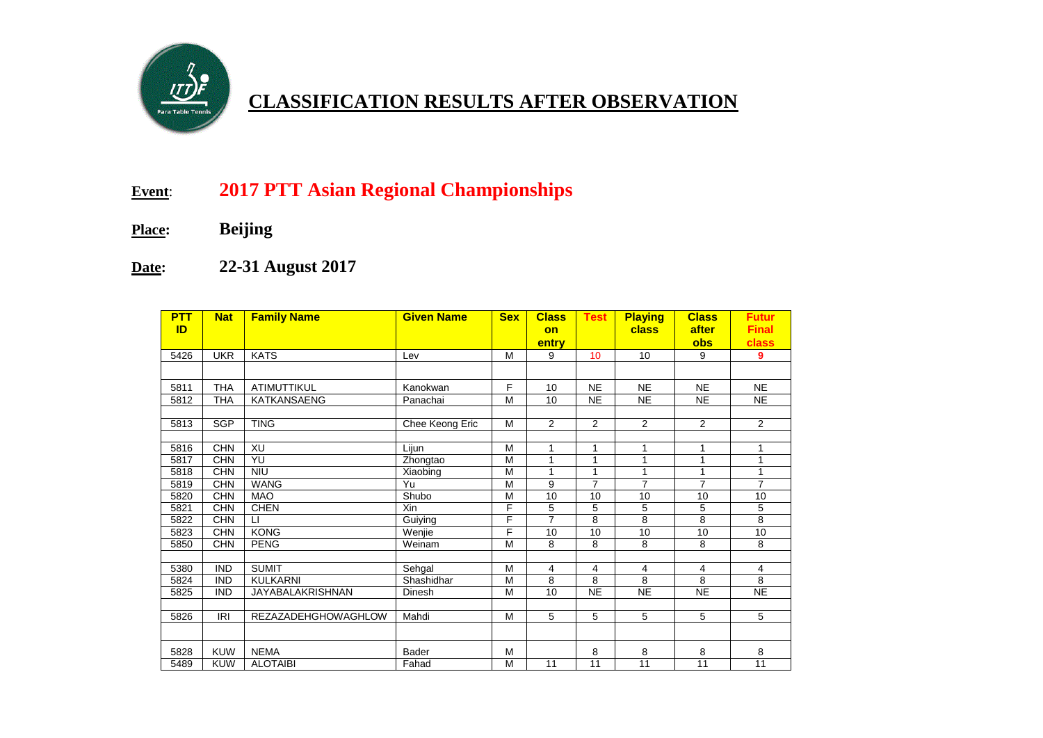# CLASSIFICATION RESULTS AFTER OBSERVATION

**Event**: **2017 PTT Asian Regional Championships**

**Place:** **Beijing**

**Date:** **22-31 August 2017**

| PTT ID | Nat | Family Name | Given Name | Sex | Class on entry | Test | Playing class | Class after obs | Futur Final class |
|---|---|---|---|---|---|---|---|---|---|
| 5426 | UKR | KATS | Lev | M | 9 | 10 | 10 | 9 | **9** |
| | | | | | | | | | |
| 5811 | THA | ATIMUTTIKUL | Kanokwan | F | 10 | NE | NE | NE | NE |
| 5812 | THA | KATKANSAENG | Panachai | M | 10 | NE | NE | NE | NE |
| | | | | | | | | | |
| 5813 | SGP | TING | Chee Keong Eric | M | 2 | 2 | 2 | 2 | 2 |
| | | | | | | | | | |
| 5816 | CHN | XU | Lijun | M | 1 | 1 | 1 | 1 | 1 |
| 5817 | CHN | YU | Zhongtao | M | 1 | 1 | 1 | 1 | 1 |
| 5818 | CHN | NIU | Xiaobing | M | 1 | 1 | 1 | 1 | 1 |
| 5819 | CHN | WANG | Yu | M | 9 | 7 | 7 | 7 | 7 |
| 5820 | CHN | MAO | Shubo | M | 10 | 10 | 10 | 10 | 10 |
| 5821 | CHN | CHEN | Xin | F | 5 | 5 | 5 | 5 | 5 |
| 5822 | CHN | LI | Guiying | F | 7 | 8 | 8 | 8 | 8 |
| 5823 | CHN | KONG | Wenjie | F | 10 | 10 | 10 | 10 | 10 |
| 5850 | CHN | PENG | Weinam | M | 8 | 8 | 8 | 8 | 8 |
| | | | | | | | | | |
| 5380 | IND | SUMIT | Sehgal | M | 4 | 4 | 4 | 4 | 4 |
| 5824 | IND | KULKARNI | Shashidhar | M | 8 | 8 | 8 | 8 | 8 |
| 5825 | IND | JAYABALAKRISHNAN | Dinesh | M | 10 | NE | NE | NE | NE |
| | | | | | | | | | |
| 5826 | IRI | REZAZADEHGHOWAGHLOW | Mahdi | M | 5 | 5 | 5 | 5 | 5 |
| | | | | | | | | | |
| 5828 | KUW | NEMA | Bader | M | | 8 | 8 | 8 | 8 |
| 5489 | KUW | ALOTAIBI | Fahad | M | 11 | 11 | 11 | 11 | 11 |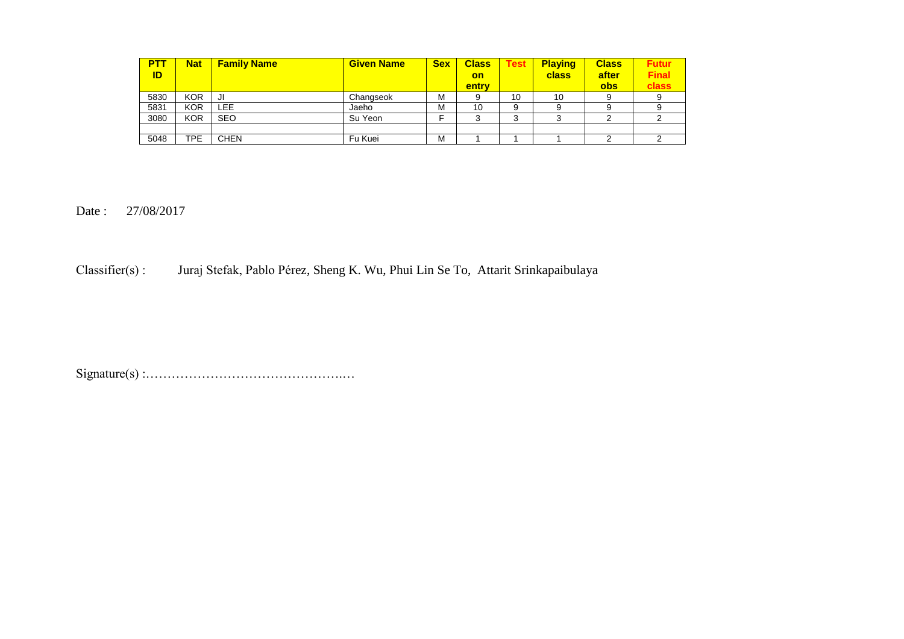| PTT ID | Nat | Family Name | Given Name | Sex | Class on entry | Test | Playing class | Class after obs | Futur Final class |
|---|---|---|---|---|---|---|---|---|---|
| 5830 | KOR | JI | Changseok | M | 9 | 10 | 10 | 9 | 9 |
| 5831 | KOR | LEE | Jaeho | M | 10 | 9 | 9 | 9 | 9 |
| 3080 | KOR | SEO | Su Yeon | F | 3 | 3 | 3 | 2 | 2 |
| | | | | | | | | | |
| 5048 | TPE | CHEN | Fu Kuei | M | 1 | 1 | 1 | 2 | 2 |

Date : 27/08/2017

Classifier(s) : Juraj Stefak, Pablo Pérez, Sheng K. Wu, Phui Lin Se To, Attarit Srinkapaibulaya

Signature(s) :…………………………………..…